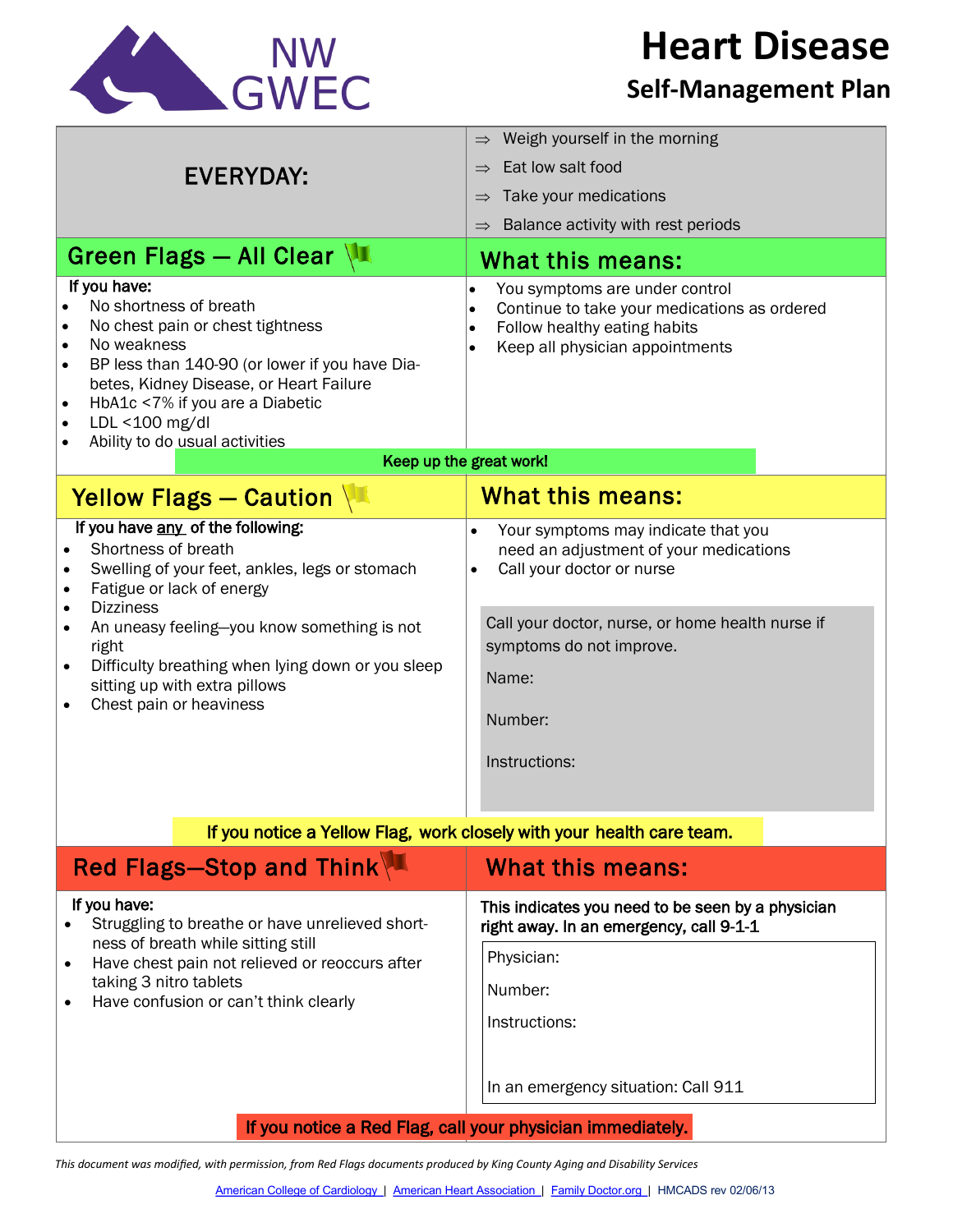NW GWEC

# Heart Disease

## Self-Management Plan

**EVERYDAY:**

- ⇒ Weigh yourself in the morning
- ⇒ Eat low salt food
- ⇒ Take your medications
- ⇒ Balance activity with rest periods

## Green Flags — All Clear

**If you have:**

- No shortness of breath
- No chest pain or chest tightness
- No weakness
- BP less than 140-90 (or lower if you have Diabetes, Kidney Disease, or Heart Failure
- HbA1c <7% if you are a Diabetic
- LDL <100 mg/dl
- Ability to do usual activities

### What this means:

- You symptoms are under control
- Continue to take your medications as ordered
- Follow healthy eating habits
- Keep all physician appointments

**Keep up the great work!**

## Yellow Flags — Caution

**If you have any of the following:**

- Shortness of breath
- Swelling of your feet, ankles, legs or stomach
- Fatigue or lack of energy
- Dizziness
- An uneasy feeling—you know something is not right
- Difficulty breathing when lying down or you sleep sitting up with extra pillows
- Chest pain or heaviness

### What this means:

- Your symptoms may indicate that you need an adjustment of your medications
- Call your doctor or nurse

Call your doctor, nurse, or home health nurse if symptoms do not improve.

Name:

Number:

Instructions:

**If you notice a Yellow Flag, work closely with your health care team.**

## Red Flags—Stop and Think

**If you have:**

- Struggling to breathe or have unrelieved shortness of breath while sitting still
- Have chest pain not relieved or reoccurs after taking 3 nitro tablets
- Have confusion or can't think clearly

### What this means:

**This indicates you need to be seen by a physician right away. In an emergency, call 9-1-1**

Physician:

Number:

Instructions:

In an emergency situation: Call 911

**If you notice a Red Flag, call your physician immediately.**

*This document was modified, with permission, from Red Flags documents produced by King County Aging and Disability Services*

American College of Cardiology | American Heart Association | Family Doctor.org | HMCADS rev 02/06/13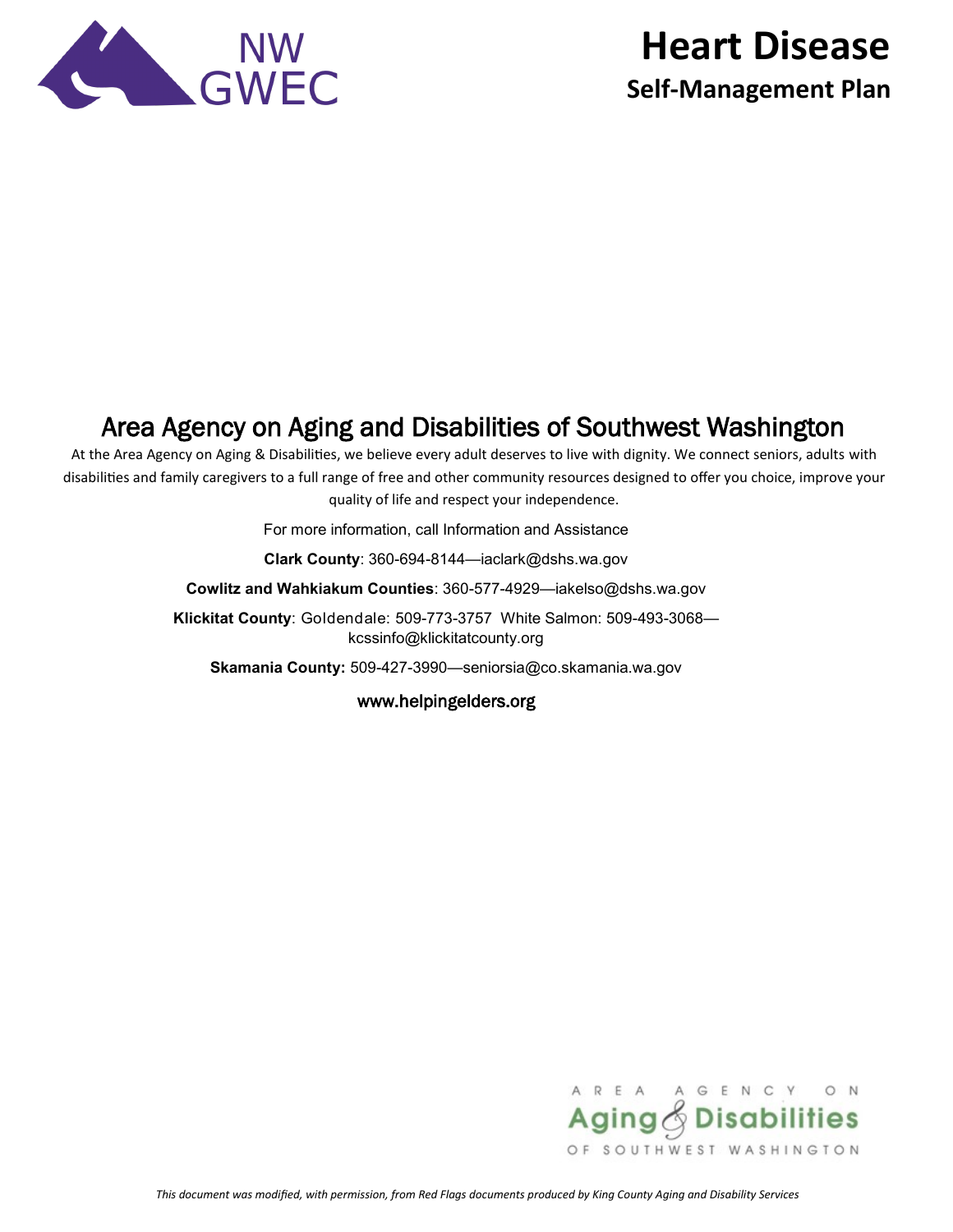NW GWEC

# Heart Disease

## Self-Management Plan

## Area Agency on Aging and Disabilities of Southwest Washington

At the Area Agency on Aging & Disabilities, we believe every adult deserves to live with dignity. We connect seniors, adults with disabilities and family caregivers to a full range of free and other community resources designed to offer you choice, improve your quality of life and respect your independence.

For more information, call Information and Assistance

**Clark County**: 360-694-8144—iaclark@dshs.wa.gov

**Cowlitz and Wahkiakum Counties**: 360-577-4929—iakelso@dshs.wa.gov

**Klickitat County**: Goldendale: 509-773-3757 White Salmon: 509-493-3068—kcssinfo@klickitatcounty.org

**Skamania County:** 509-427-3990—seniorsia@co.skamania.wa.gov

www.helpingelders.org

AREA AGENCY ON Aging & Disabilities OF SOUTHWEST WASHINGTON

*This document was modified, with permission, from Red Flags documents produced by King County Aging and Disability Services*